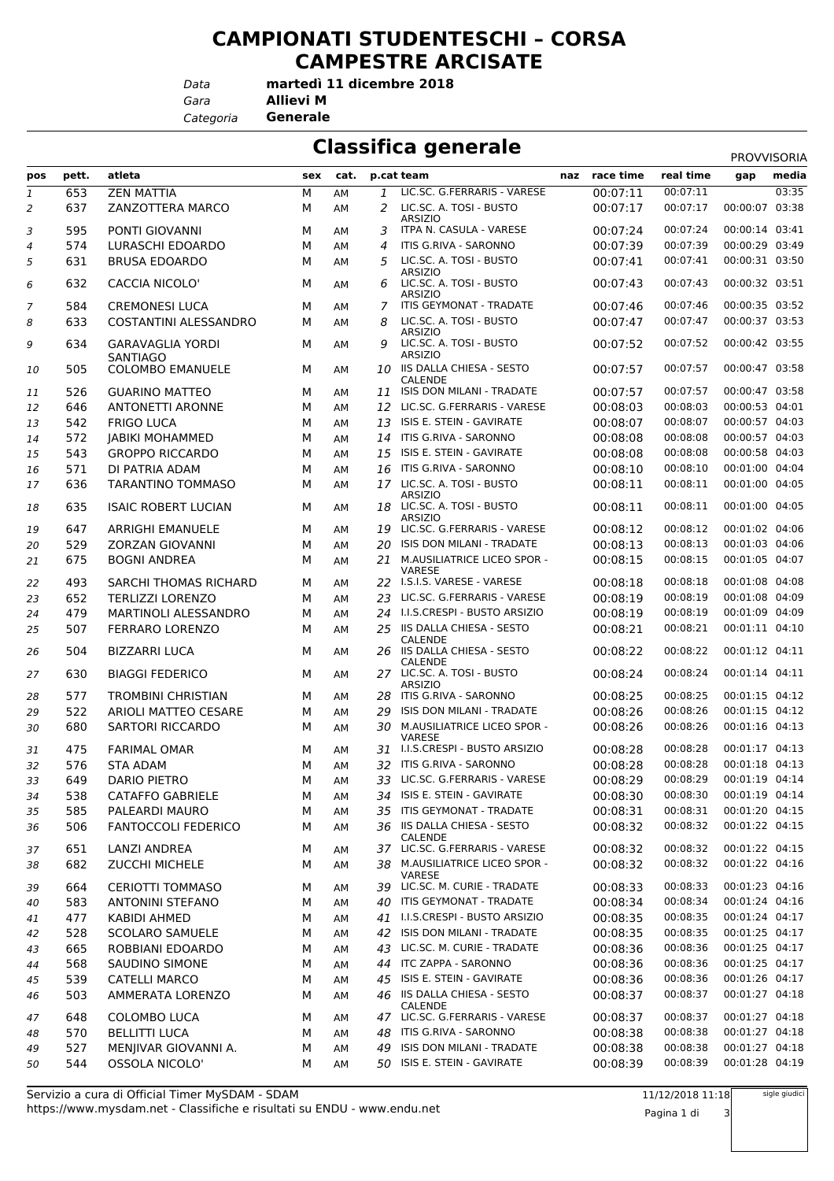# CAMPIONATI STUDENTESCHI – CORSA CAMPESTRE ARCISATE

*Data* **martedì 11 dicembre 2018**
*Gara* **Allievi M**
*Categoria* **Generale**

## Classifica generale

PROVVISORIA

| pos | pett. | atleta | sex | cat. | p.cat | team | naz | race time | real time | gap | media |
|---|---|---|---|---|---|---|---|---|---|---|---|
| 1 | 653 | ZEN MATTIA | M | AM | 1 | LIC.SC. G.FERRARIS - VARESE | | 00:07:11 | 00:07:11 | | 03:35 |
| 2 | 637 | ZANZOTTERA MARCO | M | AM | 2 | LIC.SC. A. TOSI - BUSTO ARSIZIO | | 00:07:17 | 00:07:17 | 00:00:07 | 03:38 |
| 3 | 595 | PONTI GIOVANNI | M | AM | 3 | ITPA N. CASULA - VARESE | | 00:07:24 | 00:07:24 | 00:00:14 | 03:41 |
| 4 | 574 | LURASCHI EDOARDO | M | AM | 4 | ITIS G.RIVA - SARONNO | | 00:07:39 | 00:07:39 | 00:00:29 | 03:49 |
| 5 | 631 | BRUSA EDOARDO | M | AM | 5 | LIC.SC. A. TOSI - BUSTO ARSIZIO | | 00:07:41 | 00:07:41 | 00:00:31 | 03:50 |
| 6 | 632 | CACCIA NICOLO' | M | AM | 6 | LIC.SC. A. TOSI - BUSTO ARSIZIO | | 00:07:43 | 00:07:43 | 00:00:32 | 03:51 |
| 7 | 584 | CREMONESI LUCA | M | AM | 7 | ITIS GEYMONAT - TRADATE | | 00:07:46 | 00:07:46 | 00:00:35 | 03:52 |
| 8 | 633 | COSTANTINI ALESSANDRO | M | AM | 8 | LIC.SC. A. TOSI - BUSTO ARSIZIO | | 00:07:47 | 00:07:47 | 00:00:37 | 03:53 |
| 9 | 634 | GARAVAGLIA YORDI SANTIAGO | M | AM | 9 | LIC.SC. A. TOSI - BUSTO ARSIZIO | | 00:07:52 | 00:07:52 | 00:00:42 | 03:55 |
| 10 | 505 | COLOMBO EMANUELE | M | AM | 10 | IIS DALLA CHIESA - SESTO CALENDE | | 00:07:57 | 00:07:57 | 00:00:47 | 03:58 |
| 11 | 526 | GUARINO MATTEO | M | AM | 11 | ISIS DON MILANI - TRADATE | | 00:07:57 | 00:07:57 | 00:00:47 | 03:58 |
| 12 | 646 | ANTONETTI ARONNE | M | AM | 12 | LIC.SC. G.FERRARIS - VARESE | | 00:08:03 | 00:08:03 | 00:00:53 | 04:01 |
| 13 | 542 | FRIGO LUCA | M | AM | 13 | ISIS E. STEIN - GAVIRATE | | 00:08:07 | 00:08:07 | 00:00:57 | 04:03 |
| 14 | 572 | JABIKI MOHAMMED | M | AM | 14 | ITIS G.RIVA - SARONNO | | 00:08:08 | 00:08:08 | 00:00:57 | 04:03 |
| 15 | 543 | GROPPO RICCARDO | M | AM | 15 | ISIS E. STEIN - GAVIRATE | | 00:08:08 | 00:08:08 | 00:00:58 | 04:03 |
| 16 | 571 | DI PATRIA ADAM | M | AM | 16 | ITIS G.RIVA - SARONNO | | 00:08:10 | 00:08:10 | 00:01:00 | 04:04 |
| 17 | 636 | TARANTINO TOMMASO | M | AM | 17 | LIC.SC. A. TOSI - BUSTO ARSIZIO | | 00:08:11 | 00:08:11 | 00:01:00 | 04:05 |
| 18 | 635 | ISAIC ROBERT LUCIAN | M | AM | 18 | LIC.SC. A. TOSI - BUSTO ARSIZIO | | 00:08:11 | 00:08:11 | 00:01:00 | 04:05 |
| 19 | 647 | ARRIGHI EMANUELE | M | AM | 19 | LIC.SC. G.FERRARIS - VARESE | | 00:08:12 | 00:08:12 | 00:01:02 | 04:06 |
| 20 | 529 | ZORZAN GIOVANNI | M | AM | 20 | ISIS DON MILANI - TRADATE | | 00:08:13 | 00:08:13 | 00:01:03 | 04:06 |
| 21 | 675 | BOGNI ANDREA | M | AM | 21 | M.AUSILIATRICE LICEO SPOR - VARESE | | 00:08:15 | 00:08:15 | 00:01:05 | 04:07 |
| 22 | 493 | SARCHI THOMAS RICHARD | M | AM | 22 | I.S.I.S. VARESE - VARESE | | 00:08:18 | 00:08:18 | 00:01:08 | 04:08 |
| 23 | 652 | TERLIZZI LORENZO | M | AM | 23 | LIC.SC. G.FERRARIS - VARESE | | 00:08:19 | 00:08:19 | 00:01:08 | 04:09 |
| 24 | 479 | MARTINOLI ALESSANDRO | M | AM | 24 | I.I.S.CRESPI - BUSTO ARSIZIO | | 00:08:19 | 00:08:19 | 00:01:09 | 04:09 |
| 25 | 507 | FERRARO LORENZO | M | AM | 25 | IIS DALLA CHIESA - SESTO CALENDE | | 00:08:21 | 00:08:21 | 00:01:11 | 04:10 |
| 26 | 504 | BIZZARRI LUCA | M | AM | 26 | IIS DALLA CHIESA - SESTO CALENDE | | 00:08:22 | 00:08:22 | 00:01:12 | 04:11 |
| 27 | 630 | BIAGGI FEDERICO | M | AM | 27 | LIC.SC. A. TOSI - BUSTO ARSIZIO | | 00:08:24 | 00:08:24 | 00:01:14 | 04:11 |
| 28 | 577 | TROMBINI CHRISTIAN | M | AM | 28 | ITIS G.RIVA - SARONNO | | 00:08:25 | 00:08:25 | 00:01:15 | 04:12 |
| 29 | 522 | ARIOLI MATTEO CESARE | M | AM | 29 | ISIS DON MILANI - TRADATE | | 00:08:26 | 00:08:26 | 00:01:15 | 04:12 |
| 30 | 680 | SARTORI RICCARDO | M | AM | 30 | M.AUSILIATRICE LICEO SPOR - VARESE | | 00:08:26 | 00:08:26 | 00:01:16 | 04:13 |
| 31 | 475 | FARIMAL OMAR | M | AM | 31 | I.I.S.CRESPI - BUSTO ARSIZIO | | 00:08:28 | 00:08:28 | 00:01:17 | 04:13 |
| 32 | 576 | STA ADAM | M | AM | 32 | ITIS G.RIVA - SARONNO | | 00:08:28 | 00:08:28 | 00:01:18 | 04:13 |
| 33 | 649 | DARIO PIETRO | M | AM | 33 | LIC.SC. G.FERRARIS - VARESE | | 00:08:29 | 00:08:29 | 00:01:19 | 04:14 |
| 34 | 538 | CATAFFO GABRIELE | M | AM | 34 | ISIS E. STEIN - GAVIRATE | | 00:08:30 | 00:08:30 | 00:01:19 | 04:14 |
| 35 | 585 | PALEARDI MAURO | M | AM | 35 | ITIS GEYMONAT - TRADATE | | 00:08:31 | 00:08:31 | 00:01:20 | 04:15 |
| 36 | 506 | FANTOCCOLI FEDERICO | M | AM | 36 | IIS DALLA CHIESA - SESTO CALENDE | | 00:08:32 | 00:08:32 | 00:01:22 | 04:15 |
| 37 | 651 | LANZI ANDREA | M | AM | 37 | LIC.SC. G.FERRARIS - VARESE | | 00:08:32 | 00:08:32 | 00:01:22 | 04:15 |
| 38 | 682 | ZUCCHI MICHELE | M | AM | 38 | M.AUSILIATRICE LICEO SPOR - VARESE | | 00:08:32 | 00:08:32 | 00:01:22 | 04:16 |
| 39 | 664 | CERIOTTI TOMMASO | M | AM | 39 | LIC.SC. M. CURIE - TRADATE | | 00:08:33 | 00:08:33 | 00:01:23 | 04:16 |
| 40 | 583 | ANTONINI STEFANO | M | AM | 40 | ITIS GEYMONAT - TRADATE | | 00:08:34 | 00:08:34 | 00:01:24 | 04:16 |
| 41 | 477 | KABIDI AHMED | M | AM | 41 | I.I.S.CRESPI - BUSTO ARSIZIO | | 00:08:35 | 00:08:35 | 00:01:24 | 04:17 |
| 42 | 528 | SCOLARO SAMUELE | M | AM | 42 | ISIS DON MILANI - TRADATE | | 00:08:35 | 00:08:35 | 00:01:25 | 04:17 |
| 43 | 665 | ROBBIANI EDOARDO | M | AM | 43 | LIC.SC. M. CURIE - TRADATE | | 00:08:36 | 00:08:36 | 00:01:25 | 04:17 |
| 44 | 568 | SAUDINO SIMONE | M | AM | 44 | ITC ZAPPA - SARONNO | | 00:08:36 | 00:08:36 | 00:01:25 | 04:17 |
| 45 | 539 | CATELLI MARCO | M | AM | 45 | ISIS E. STEIN - GAVIRATE | | 00:08:36 | 00:08:36 | 00:01:26 | 04:17 |
| 46 | 503 | AMMERATA LORENZO | M | AM | 46 | IIS DALLA CHIESA - SESTO CALENDE | | 00:08:37 | 00:08:37 | 00:01:27 | 04:18 |
| 47 | 648 | COLOMBO LUCA | M | AM | 47 | LIC.SC. G.FERRARIS - VARESE | | 00:08:37 | 00:08:37 | 00:01:27 | 04:18 |
| 48 | 570 | BELLITTI LUCA | M | AM | 48 | ITIS G.RIVA - SARONNO | | 00:08:38 | 00:08:38 | 00:01:27 | 04:18 |
| 49 | 527 | MENJIVAR GIOVANNI A. | M | AM | 49 | ISIS DON MILANI - TRADATE | | 00:08:38 | 00:08:38 | 00:01:27 | 04:18 |
| 50 | 544 | OSSOLA NICOLO' | M | AM | 50 | ISIS E. STEIN - GAVIRATE | | 00:08:39 | 00:08:39 | 00:01:28 | 04:19 |

Servizio a cura di Official Timer MySDAM - SDAM
https://www.mysdam.net - Classifiche e risultati su ENDU - www.endu.net

11/12/2018 11:18

sigle giudici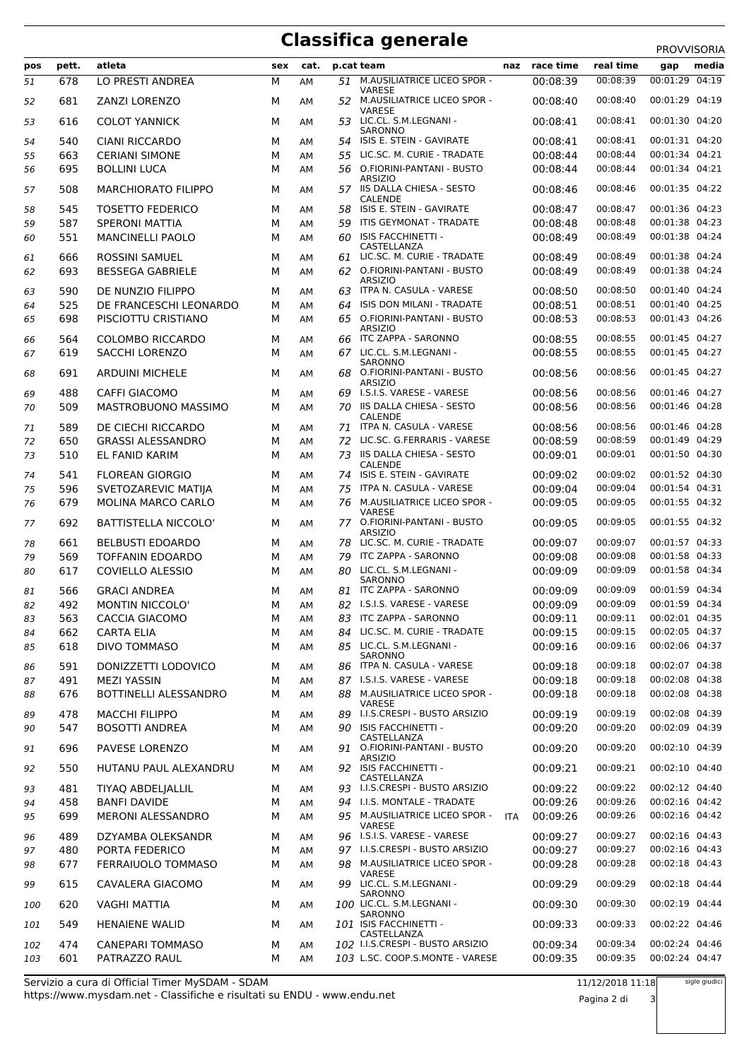# Classifica generale

PROVVISORIA

| pos | pett. | atleta | sex | cat. | p.cat | team | naz | race time | real time | gap | media |
|---|---|---|---|---|---|---|---|---|---|---|---|
| 51 | 678 | LO PRESTI ANDREA | M | AM | 51 | M.AUSILIATRICE LICEO SPOR - VARESE | | 00:08:39 | 00:08:39 | 00:01:29 | 04:19 |
| 52 | 681 | ZANZI LORENZO | M | AM | 52 | M.AUSILIATRICE LICEO SPOR - VARESE | | 00:08:40 | 00:08:40 | 00:01:29 | 04:19 |
| 53 | 616 | COLOT YANNICK | M | AM | 53 | LIC.CL. S.M.LEGNANI - SARONNO | | 00:08:41 | 00:08:41 | 00:01:30 | 04:20 |
| 54 | 540 | CIANI RICCARDO | M | AM | 54 | ISIS E. STEIN - GAVIRATE | | 00:08:41 | 00:08:41 | 00:01:31 | 04:20 |
| 55 | 663 | CERIANI SIMONE | M | AM | 55 | LIC.SC. M. CURIE - TRADATE | | 00:08:44 | 00:08:44 | 00:01:34 | 04:21 |
| 56 | 695 | BOLLINI LUCA | M | AM | 56 | O.FIORINI-PANTANI - BUSTO ARSIZIO | | 00:08:44 | 00:08:44 | 00:01:34 | 04:21 |
| 57 | 508 | MARCHIORATO FILIPPO | M | AM | 57 | IIS DALLA CHIESA - SESTO CALENDE | | 00:08:46 | 00:08:46 | 00:01:35 | 04:22 |
| 58 | 545 | TOSETTO FEDERICO | M | AM | 58 | ISIS E. STEIN - GAVIRATE | | 00:08:47 | 00:08:47 | 00:01:36 | 04:23 |
| 59 | 587 | SPERONI MATTIA | M | AM | 59 | ITIS GEYMONAT - TRADATE | | 00:08:48 | 00:08:48 | 00:01:38 | 04:23 |
| 60 | 551 | MANCINELLI PAOLO | M | AM | 60 | ISIS FACCHINETTI - CASTELLANZA | | 00:08:49 | 00:08:49 | 00:01:38 | 04:24 |
| 61 | 666 | ROSSINI SAMUEL | M | AM | 61 | LIC.SC. M. CURIE - TRADATE | | 00:08:49 | 00:08:49 | 00:01:38 | 04:24 |
| 62 | 693 | BESSEGA GABRIELE | M | AM | 62 | O.FIORINI-PANTANI - BUSTO ARSIZIO | | 00:08:49 | 00:08:49 | 00:01:38 | 04:24 |
| 63 | 590 | DE NUNZIO FILIPPO | M | AM | 63 | ITPA N. CASULA - VARESE | | 00:08:50 | 00:08:50 | 00:01:40 | 04:24 |
| 64 | 525 | DE FRANCESCHI LEONARDO | M | AM | 64 | ISIS DON MILANI - TRADATE | | 00:08:51 | 00:08:51 | 00:01:40 | 04:25 |
| 65 | 698 | PISCIOTTU CRISTIANO | M | AM | 65 | O.FIORINI-PANTANI - BUSTO ARSIZIO | | 00:08:53 | 00:08:53 | 00:01:43 | 04:26 |
| 66 | 564 | COLOMBO RICCARDO | M | AM | 66 | ITC ZAPPA - SARONNO | | 00:08:55 | 00:08:55 | 00:01:45 | 04:27 |
| 67 | 619 | SACCHI LORENZO | M | AM | 67 | LIC.CL. S.M.LEGNANI - SARONNO | | 00:08:55 | 00:08:55 | 00:01:45 | 04:27 |
| 68 | 691 | ARDUINI MICHELE | M | AM | 68 | O.FIORINI-PANTANI - BUSTO ARSIZIO | | 00:08:56 | 00:08:56 | 00:01:45 | 04:27 |
| 69 | 488 | CAFFI GIACOMO | M | AM | 69 | I.S.I.S. VARESE - VARESE | | 00:08:56 | 00:08:56 | 00:01:46 | 04:27 |
| 70 | 509 | MASTROBUONO MASSIMO | M | AM | 70 | IIS DALLA CHIESA - SESTO CALENDE | | 00:08:56 | 00:08:56 | 00:01:46 | 04:28 |
| 71 | 589 | DE CIECHI RICCARDO | M | AM | 71 | ITPA N. CASULA - VARESE | | 00:08:56 | 00:08:56 | 00:01:46 | 04:28 |
| 72 | 650 | GRASSI ALESSANDRO | M | AM | 72 | LIC.SC. G.FERRARIS - VARESE | | 00:08:59 | 00:08:59 | 00:01:49 | 04:29 |
| 73 | 510 | EL FANID KARIM | M | AM | 73 | IIS DALLA CHIESA - SESTO CALENDE | | 00:09:01 | 00:09:01 | 00:01:50 | 04:30 |
| 74 | 541 | FLOREAN GIORGIO | M | AM | 74 | ISIS E. STEIN - GAVIRATE | | 00:09:02 | 00:09:02 | 00:01:52 | 04:30 |
| 75 | 596 | SVETOZAREVIC MATIJA | M | AM | 75 | ITPA N. CASULA - VARESE | | 00:09:04 | 00:09:04 | 00:01:54 | 04:31 |
| 76 | 679 | MOLINA MARCO CARLO | M | AM | 76 | M.AUSILIATRICE LICEO SPOR - VARESE | | 00:09:05 | 00:09:05 | 00:01:55 | 04:32 |
| 77 | 692 | BATTISTELLA NICCOLO' | M | AM | 77 | O.FIORINI-PANTANI - BUSTO ARSIZIO | | 00:09:05 | 00:09:05 | 00:01:55 | 04:32 |
| 78 | 661 | BELBUSTI EDOARDO | M | AM | 78 | LIC.SC. M. CURIE - TRADATE | | 00:09:07 | 00:09:07 | 00:01:57 | 04:33 |
| 79 | 569 | TOFFANIN EDOARDO | M | AM | 79 | ITC ZAPPA - SARONNO | | 00:09:08 | 00:09:08 | 00:01:58 | 04:33 |
| 80 | 617 | COVIELLO ALESSIO | M | AM | 80 | LIC.CL. S.M.LEGNANI - SARONNO | | 00:09:09 | 00:09:09 | 00:01:58 | 04:34 |
| 81 | 566 | GRACI ANDREA | M | AM | 81 | ITC ZAPPA - SARONNO | | 00:09:09 | 00:09:09 | 00:01:59 | 04:34 |
| 82 | 492 | MONTIN NICCOLO' | M | AM | 82 | I.S.I.S. VARESE - VARESE | | 00:09:09 | 00:09:09 | 00:01:59 | 04:34 |
| 83 | 563 | CACCIA GIACOMO | M | AM | 83 | ITC ZAPPA - SARONNO | | 00:09:11 | 00:09:11 | 00:02:01 | 04:35 |
| 84 | 662 | CARTA ELIA | M | AM | 84 | LIC.SC. M. CURIE - TRADATE | | 00:09:15 | 00:09:15 | 00:02:05 | 04:37 |
| 85 | 618 | DIVO TOMMASO | M | AM | 85 | LIC.CL. S.M.LEGNANI - SARONNO | | 00:09:16 | 00:09:16 | 00:02:06 | 04:37 |
| 86 | 591 | DONIZZETTI LODOVICO | M | AM | 86 | ITPA N. CASULA - VARESE | | 00:09:18 | 00:09:18 | 00:02:07 | 04:38 |
| 87 | 491 | MEZI YASSIN | M | AM | 87 | I.S.I.S. VARESE - VARESE | | 00:09:18 | 00:09:18 | 00:02:08 | 04:38 |
| 88 | 676 | BOTTINELLI ALESSANDRO | M | AM | 88 | M.AUSILIATRICE LICEO SPOR - VARESE | | 00:09:18 | 00:09:18 | 00:02:08 | 04:38 |
| 89 | 478 | MACCHI FILIPPO | M | AM | 89 | I.I.S.CRESPI - BUSTO ARSIZIO | | 00:09:19 | 00:09:19 | 00:02:08 | 04:39 |
| 90 | 547 | BOSOTTI ANDREA | M | AM | 90 | ISIS FACCHINETTI - CASTELLANZA | | 00:09:20 | 00:09:20 | 00:02:09 | 04:39 |
| 91 | 696 | PAVESE LORENZO | M | AM | 91 | O.FIORINI-PANTANI - BUSTO ARSIZIO | | 00:09:20 | 00:09:20 | 00:02:10 | 04:39 |
| 92 | 550 | HUTANU PAUL ALEXANDRU | M | AM | 92 | ISIS FACCHINETTI - CASTELLANZA | | 00:09:21 | 00:09:21 | 00:02:10 | 04:40 |
| 93 | 481 | TIYAQ ABDELJALLIL | M | AM | 93 | I.I.S.CRESPI - BUSTO ARSIZIO | | 00:09:22 | 00:09:22 | 00:02:12 | 04:40 |
| 94 | 458 | BANFI DAVIDE | M | AM | 94 | I.I.S. MONTALE - TRADATE | | 00:09:26 | 00:09:26 | 00:02:16 | 04:42 |
| 95 | 699 | MERONI ALESSANDRO | M | AM | 95 | M.AUSILIATRICE LICEO SPOR - VARESE | ITA | 00:09:26 | 00:09:26 | 00:02:16 | 04:42 |
| 96 | 489 | DZYAMBA OLEKSANDR | M | AM | 96 | I.S.I.S. VARESE - VARESE | | 00:09:27 | 00:09:27 | 00:02:16 | 04:43 |
| 97 | 480 | PORTA FEDERICO | M | AM | 97 | I.I.S.CRESPI - BUSTO ARSIZIO | | 00:09:27 | 00:09:27 | 00:02:16 | 04:43 |
| 98 | 677 | FERRAIUOLO TOMMASO | M | AM | 98 | M.AUSILIATRICE LICEO SPOR - VARESE | | 00:09:28 | 00:09:28 | 00:02:18 | 04:43 |
| 99 | 615 | CAVALERA GIACOMO | M | AM | 99 | LIC.CL. S.M.LEGNANI - SARONNO | | 00:09:29 | 00:09:29 | 00:02:18 | 04:44 |
| 100 | 620 | VAGHI MATTIA | M | AM | 100 | LIC.CL. S.M.LEGNANI - SARONNO | | 00:09:30 | 00:09:30 | 00:02:19 | 04:44 |
| 101 | 549 | HENAIENE WALID | M | AM | 101 | ISIS FACCHINETTI - CASTELLANZA | | 00:09:33 | 00:09:33 | 00:02:22 | 04:46 |
| 102 | 474 | CANEPARI TOMMASO | M | AM | 102 | I.I.S.CRESPI - BUSTO ARSIZIO | | 00:09:34 | 00:09:34 | 00:02:24 | 04:46 |
| 103 | 601 | PATRAZZO RAUL | M | AM | 103 | L.SC. COOP.S.MONTE - VARESE | | 00:09:35 | 00:09:35 | 00:02:24 | 04:47 |

Servizio a cura di Official Timer MySDAM - SDAM
https://www.mysdam.net - Classifiche e risultati su ENDU - www.endu.net

11/12/2018 11:18

sigle giudici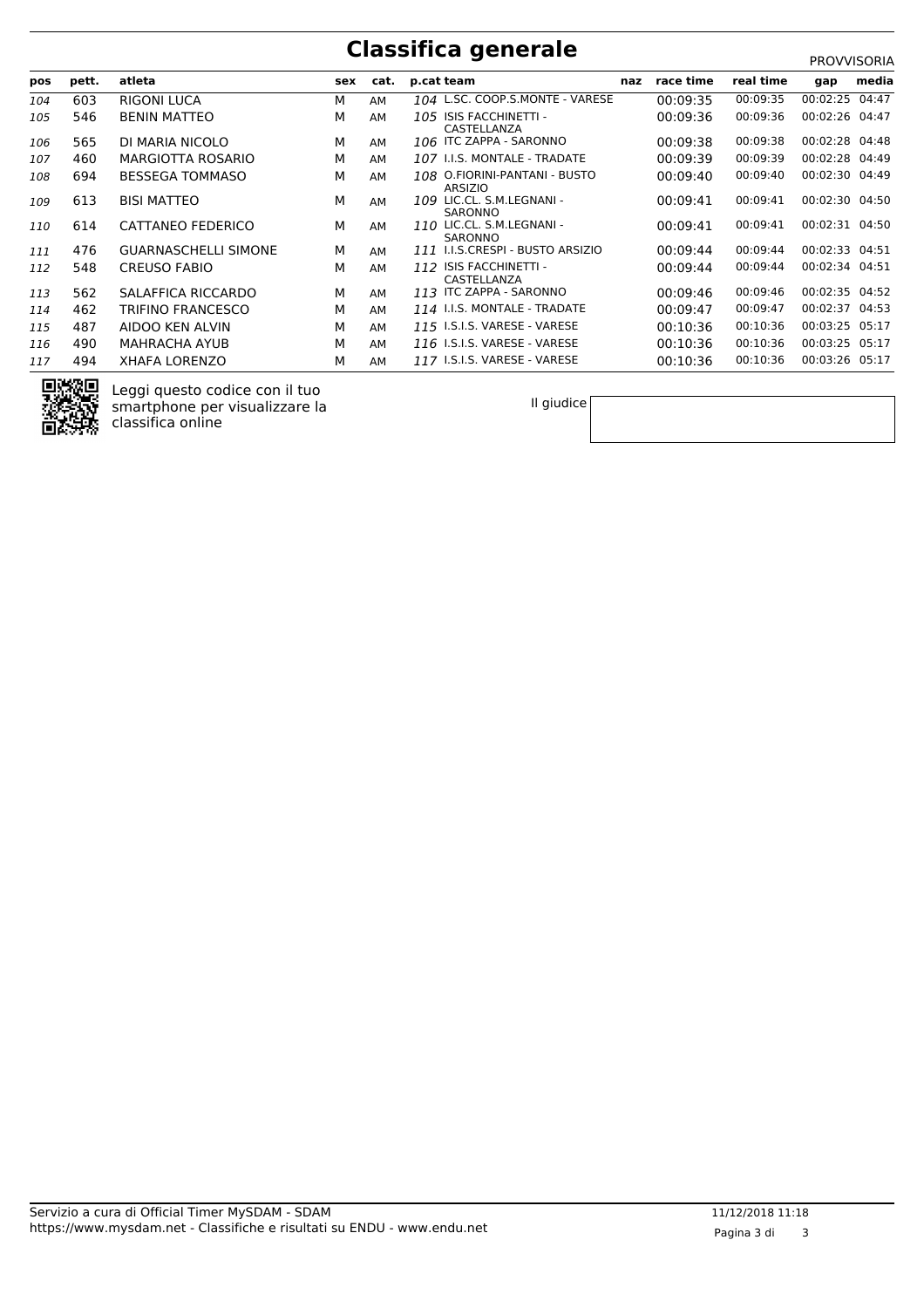# Classifica generale

PROVVISORIA

| pos | pett. | atleta | sex | cat. | p.cat | team | naz | race time | real time | gap | media |
|---|---|---|---|---|---|---|---|---|---|---|---|
| 104 | 603 | RIGONI LUCA | M | AM | 104 | L.SC. COOP.S.MONTE - VARESE | | 00:09:35 | 00:09:35 | 00:02:25 | 04:47 |
| 105 | 546 | BENIN MATTEO | M | AM | 105 | ISIS FACCHINETTI - CASTELLANZA | | 00:09:36 | 00:09:36 | 00:02:26 | 04:47 |
| 106 | 565 | DI MARIA NICOLO | M | AM | 106 | ITC ZAPPA - SARONNO | | 00:09:38 | 00:09:38 | 00:02:28 | 04:48 |
| 107 | 460 | MARGIOTTA ROSARIO | M | AM | 107 | I.I.S. MONTALE - TRADATE | | 00:09:39 | 00:09:39 | 00:02:28 | 04:49 |
| 108 | 694 | BESSEGA TOMMASO | M | AM | 108 | O.FIORINI-PANTANI - BUSTO ARSIZIO | | 00:09:40 | 00:09:40 | 00:02:30 | 04:49 |
| 109 | 613 | BISI MATTEO | M | AM | 109 | LIC.CL. S.M.LEGNANI - SARONNO | | 00:09:41 | 00:09:41 | 00:02:30 | 04:50 |
| 110 | 614 | CATTANEO FEDERICO | M | AM | 110 | LIC.CL. S.M.LEGNANI - SARONNO | | 00:09:41 | 00:09:41 | 00:02:31 | 04:50 |
| 111 | 476 | GUARNASCHELLI SIMONE | M | AM | 111 | I.I.S.CRESPI - BUSTO ARSIZIO | | 00:09:44 | 00:09:44 | 00:02:33 | 04:51 |
| 112 | 548 | CREUSO FABIO | M | AM | 112 | ISIS FACCHINETTI - CASTELLANZA | | 00:09:44 | 00:09:44 | 00:02:34 | 04:51 |
| 113 | 562 | SALAFFICA RICCARDO | M | AM | 113 | ITC ZAPPA - SARONNO | | 00:09:46 | 00:09:46 | 00:02:35 | 04:52 |
| 114 | 462 | TRIFINO FRANCESCO | M | AM | 114 | I.I.S. MONTALE - TRADATE | | 00:09:47 | 00:09:47 | 00:02:37 | 04:53 |
| 115 | 487 | AIDOO KEN ALVIN | M | AM | 115 | I.S.I.S. VARESE - VARESE | | 00:10:36 | 00:10:36 | 00:03:25 | 05:17 |
| 116 | 490 | MAHRACHA AYUB | M | AM | 116 | I.S.I.S. VARESE - VARESE | | 00:10:36 | 00:10:36 | 00:03:25 | 05:17 |
| 117 | 494 | XHAFA LORENZO | M | AM | 117 | I.S.I.S. VARESE - VARESE | | 00:10:36 | 00:10:36 | 00:03:26 | 05:17 |

Leggi questo codice con il tuo smartphone per visualizzare la classifica online

Il giudice

Servizio a cura di Official Timer MySDAM - SDAM
https://www.mysdam.net - Classifiche e risultati su ENDU - www.endu.net

11/12/2018 11:18